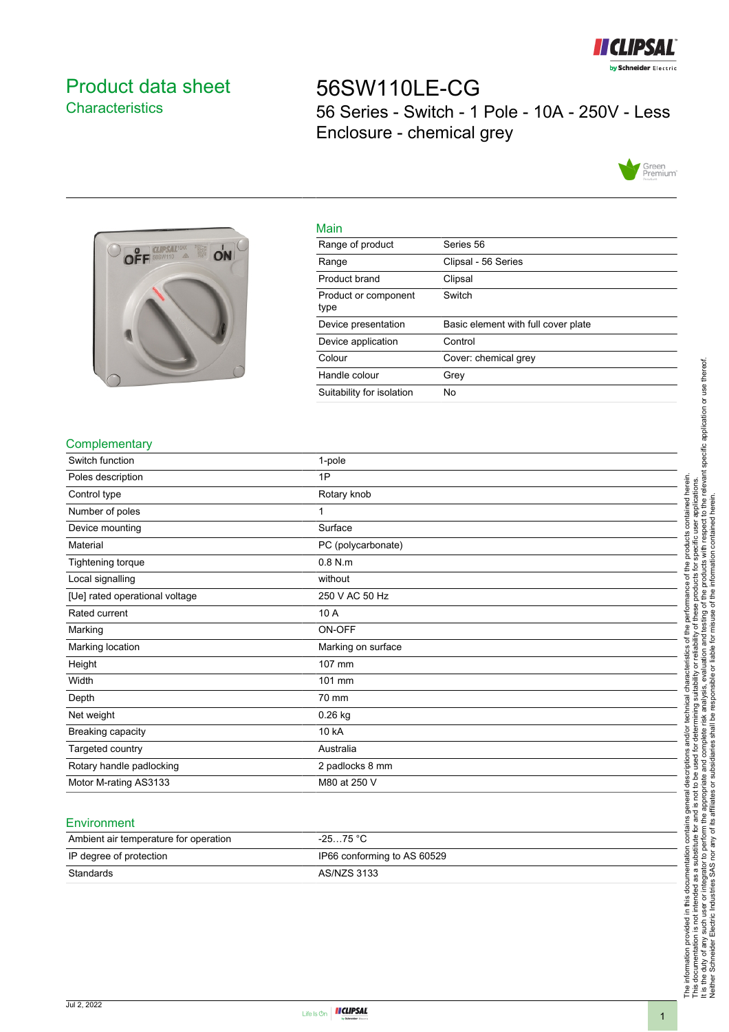# Product data sheet

## Characteristics

# 56SW110LE-CG

56 Series - Switch - 1 Pole - 10A - 250V - Less Enclosure - chemical grey

### Main

| | |
|---|---|
| Range of product | Series 56 |
| Range | Clipsal - 56 Series |
| Product brand | Clipsal |
| Product or component type | Switch |
| Device presentation | Basic element with full cover plate |
| Device application | Control |
| Colour | Cover: chemical grey |
| Handle colour | Grey |
| Suitability for isolation | No |

### Complementary

| | |
|---|---|
| Switch function | 1-pole |
| Poles description | 1P |
| Control type | Rotary knob |
| Number of poles | 1 |
| Device mounting | Surface |
| Material | PC (polycarbonate) |
| Tightening torque | 0.8 N.m |
| Local signalling | without |
| [Ue] rated operational voltage | 250 V AC 50 Hz |
| Rated current | 10 A |
| Marking | ON-OFF |
| Marking location | Marking on surface |
| Height | 107 mm |
| Width | 101 mm |
| Depth | 70 mm |
| Net weight | 0.26 kg |
| Breaking capacity | 10 kA |
| Targeted country | Australia |
| Rotary handle padlocking | 2 padlocks 8 mm |
| Motor M-rating AS3133 | M80 at 250 V |

### Environment

| | |
|---|---|
| Ambient air temperature for operation | -25…75 °C |
| IP degree of protection | IP66 conforming to AS 60529 |
| Standards | AS/NZS 3133 |

The information provided in this documentation contains general descriptions and/or technical characteristics of the performance of the products contained herein. This documentation is not intended as a substitute for and is not to be used for determining suitability or reliability of these products for specific user applications. It is the duty of any such user or integrator to perform the appropriate and complete risk analysis, evaluation and testing of the products with respect to the relevant specific application or use thereof. Neither Schneider Electric Industries SAS nor any of its affiliates or subsidiaries shall be responsible or liable for misuse of the information contained herein.

Jul 2, 2022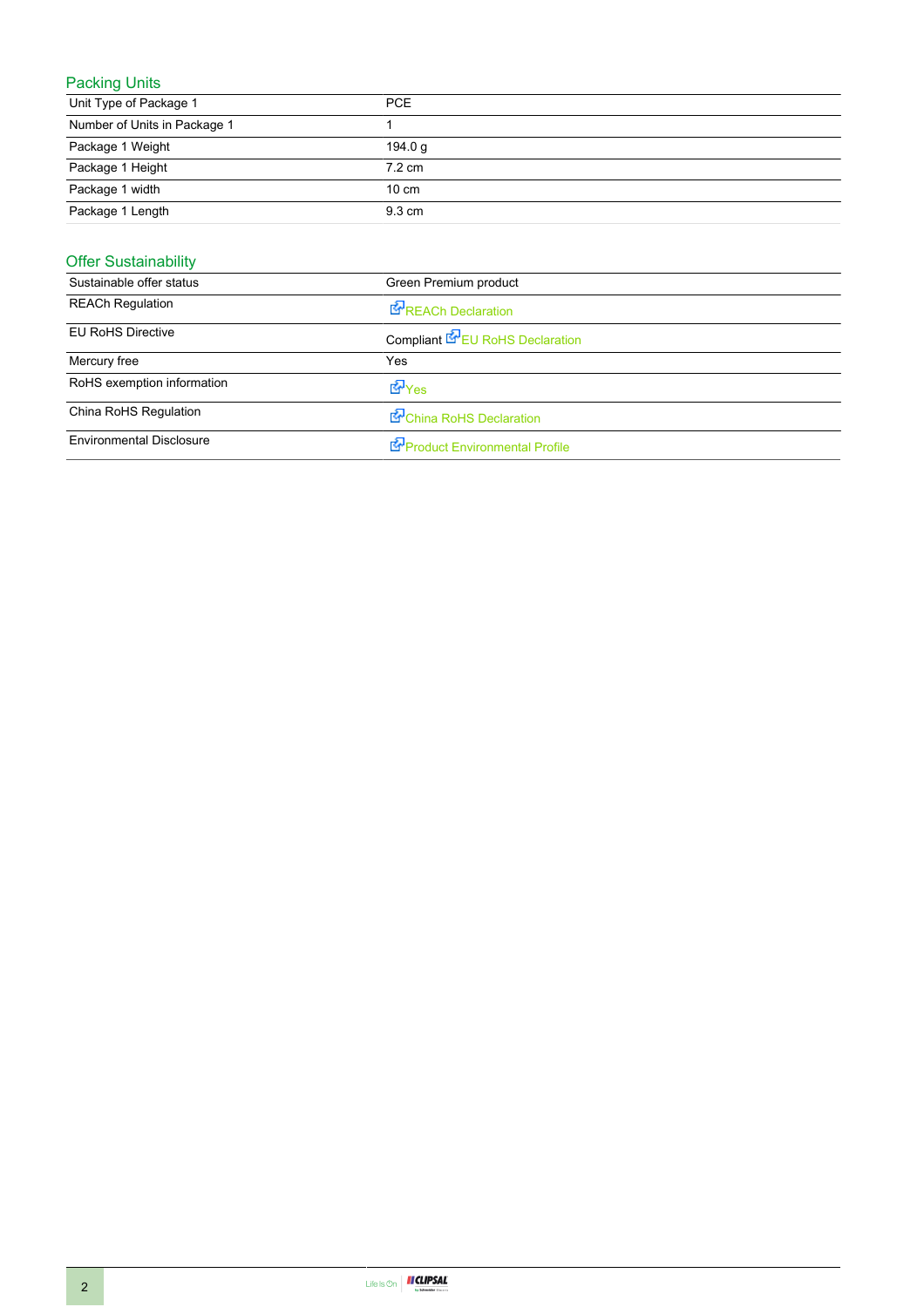## Packing Units

| | |
|---|---|
| Unit Type of Package 1 | PCE |
| Number of Units in Package 1 | 1 |
| Package 1 Weight | 194.0 g |
| Package 1 Height | 7.2 cm |
| Package 1 width | 10 cm |
| Package 1 Length | 9.3 cm |

## Offer Sustainability

| | |
|---|---|
| Sustainable offer status | Green Premium product |
| REACh Regulation | REACh Declaration |
| EU RoHS Directive | Compliant EU RoHS Declaration |
| Mercury free | Yes |
| RoHS exemption information | Yes |
| China RoHS Regulation | China RoHS Declaration |
| Environmental Disclosure | Product Environmental Profile |